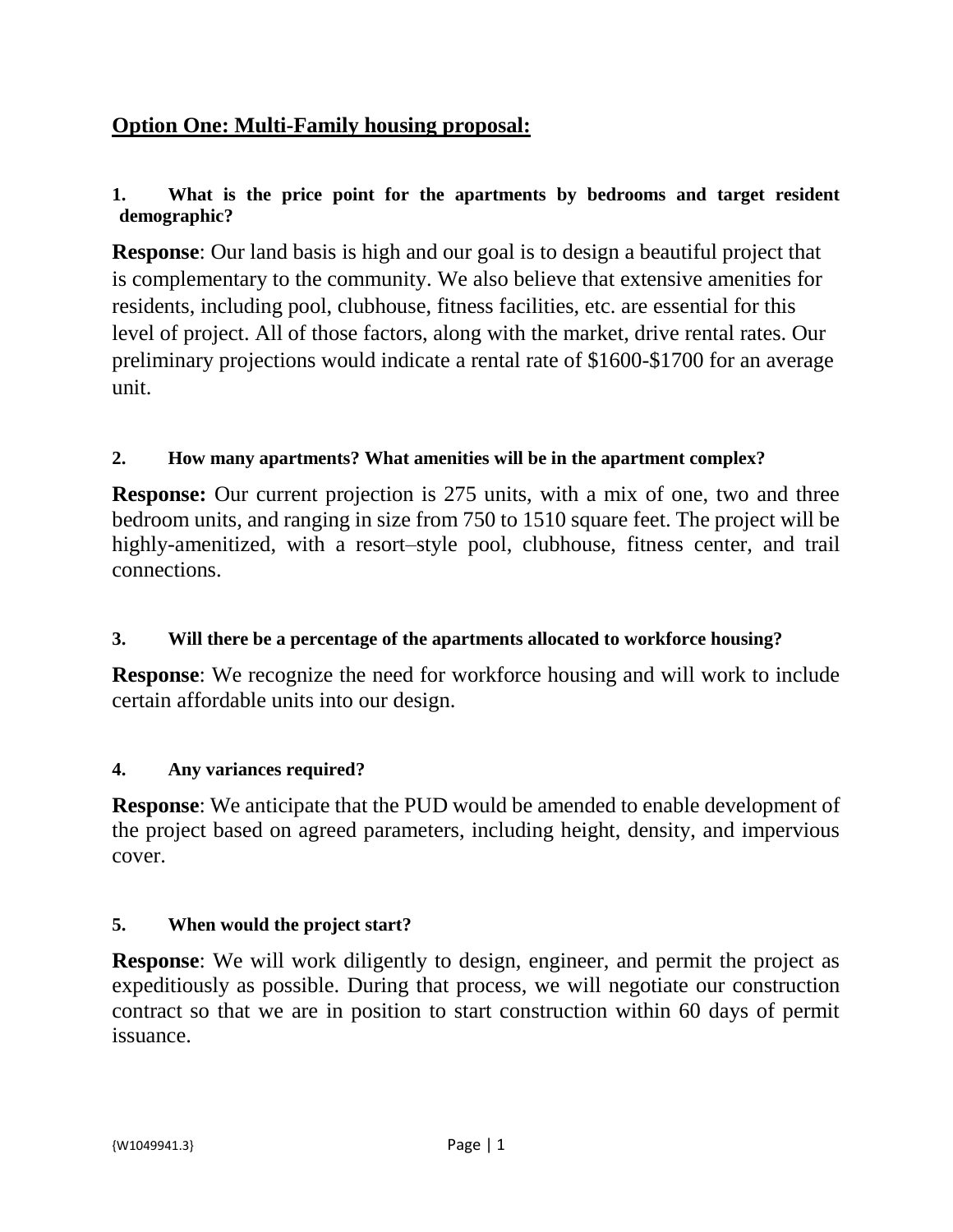## Option One: Multi-Family housing proposal:

**1. What is the price point for the apartments by bedrooms and target resident demographic?**

**Response**: Our land basis is high and our goal is to design a beautiful project that is complementary to the community. We also believe that extensive amenities for residents, including pool, clubhouse, fitness facilities, etc. are essential for this level of project. All of those factors, along with the market, drive rental rates. Our preliminary projections would indicate a rental rate of $1600-$1700 for an average unit.

**2. How many apartments? What amenities will be in the apartment complex?**

**Response:** Our current projection is 275 units, with a mix of one, two and three bedroom units, and ranging in size from 750 to 1510 square feet. The project will be highly-amenitized, with a resort–style pool, clubhouse, fitness center, and trail connections.

**3. Will there be a percentage of the apartments allocated to workforce housing?**

**Response**: We recognize the need for workforce housing and will work to include certain affordable units into our design.

**4. Any variances required?**

**Response**: We anticipate that the PUD would be amended to enable development of the project based on agreed parameters, including height, density, and impervious cover.

**5. When would the project start?**

**Response**: We will work diligently to design, engineer, and permit the project as expeditiously as possible. During that process, we will negotiate our construction contract so that we are in position to start construction within 60 days of permit issuance.

{W1049941.3}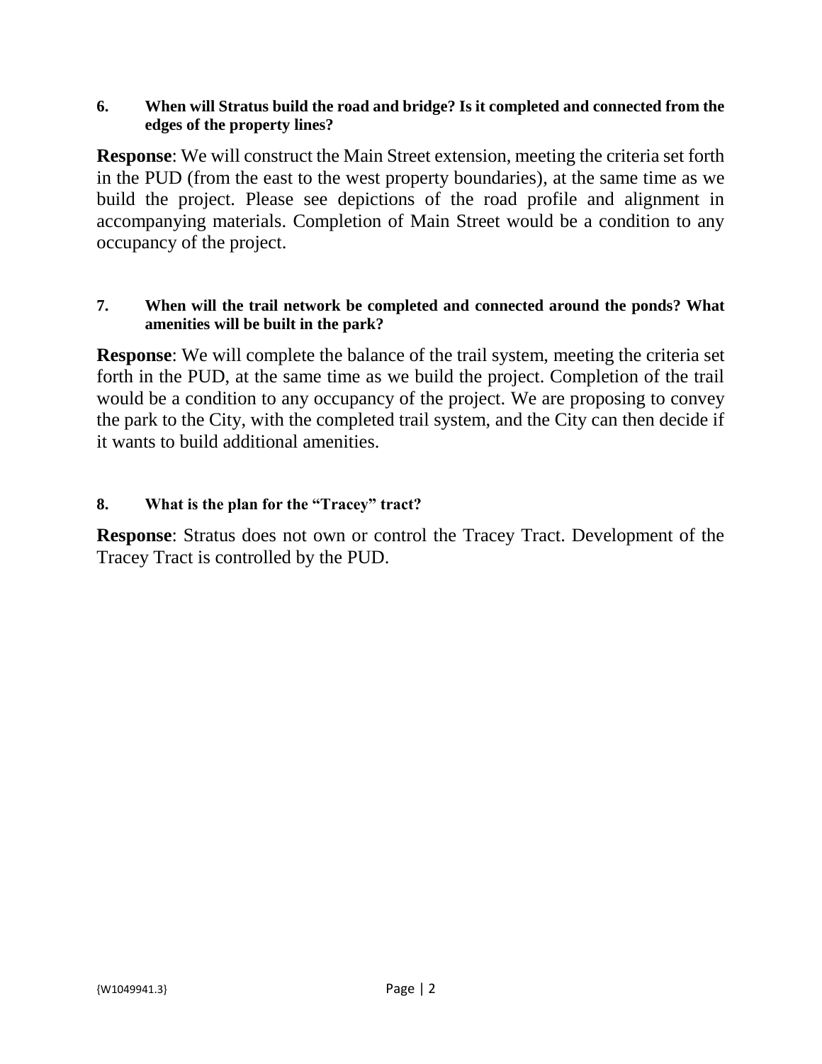**6. When will Stratus build the road and bridge? Is it completed and connected from the edges of the property lines?**

**Response**: We will construct the Main Street extension, meeting the criteria set forth in the PUD (from the east to the west property boundaries), at the same time as we build the project. Please see depictions of the road profile and alignment in accompanying materials. Completion of Main Street would be a condition to any occupancy of the project.

**7. When will the trail network be completed and connected around the ponds? What amenities will be built in the park?**

**Response**: We will complete the balance of the trail system, meeting the criteria set forth in the PUD, at the same time as we build the project. Completion of the trail would be a condition to any occupancy of the project. We are proposing to convey the park to the City, with the completed trail system, and the City can then decide if it wants to build additional amenities.

**8. What is the plan for the "Tracey" tract?**

**Response**: Stratus does not own or control the Tracey Tract. Development of the Tracey Tract is controlled by the PUD.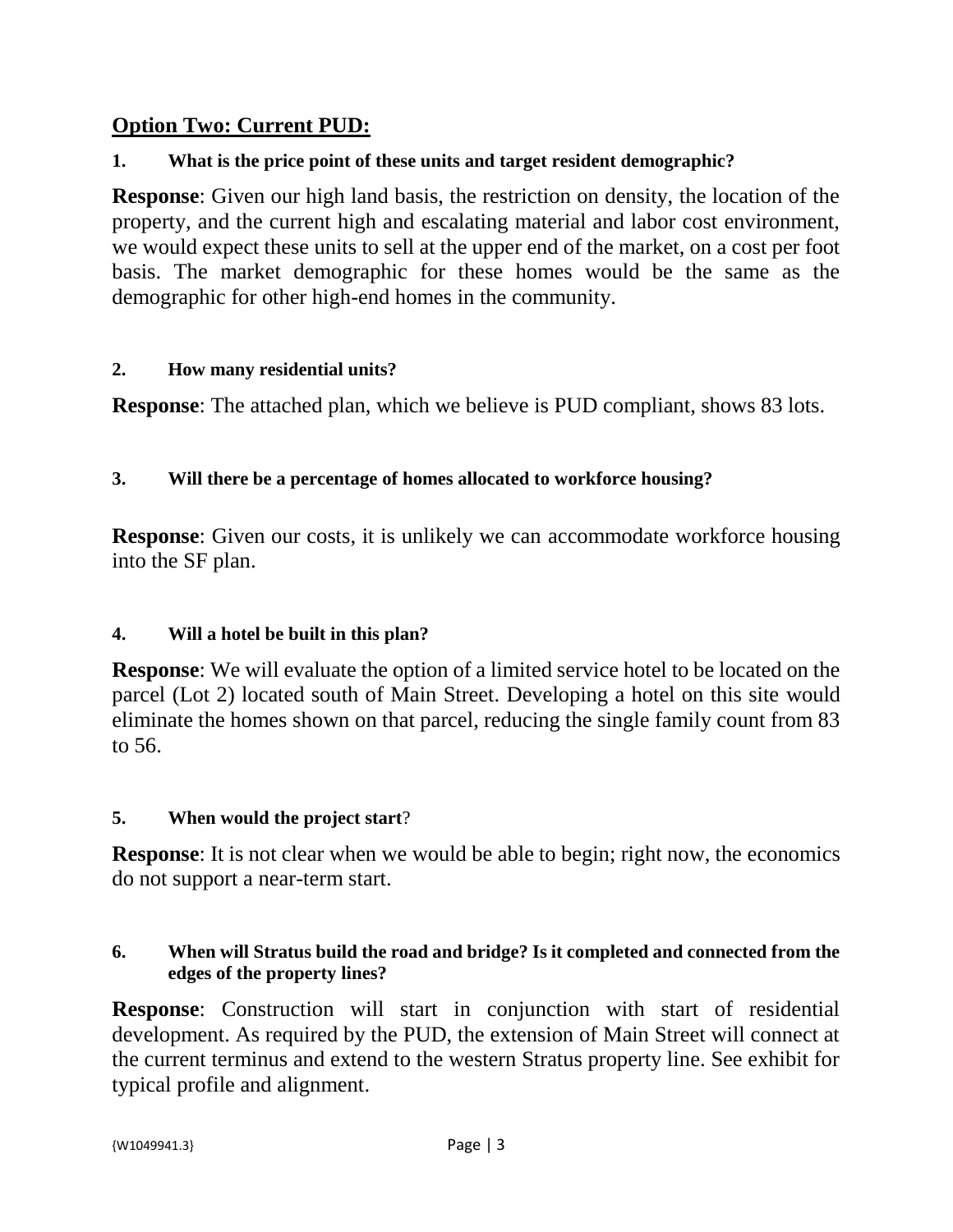## Option Two: Current PUD:

**1. What is the price point of these units and target resident demographic?**

**Response**: Given our high land basis, the restriction on density, the location of the property, and the current high and escalating material and labor cost environment, we would expect these units to sell at the upper end of the market, on a cost per foot basis. The market demographic for these homes would be the same as the demographic for other high-end homes in the community.

**2. How many residential units?**

**Response**: The attached plan, which we believe is PUD compliant, shows 83 lots.

**3. Will there be a percentage of homes allocated to workforce housing?**

**Response**: Given our costs, it is unlikely we can accommodate workforce housing into the SF plan.

**4. Will a hotel be built in this plan?**

**Response**: We will evaluate the option of a limited service hotel to be located on the parcel (Lot 2) located south of Main Street. Developing a hotel on this site would eliminate the homes shown on that parcel, reducing the single family count from 83 to 56.

**5. When would the project start?**

**Response**: It is not clear when we would be able to begin; right now, the economics do not support a near-term start.

**6. When will Stratus build the road and bridge? Is it completed and connected from the edges of the property lines?**

**Response**: Construction will start in conjunction with start of residential development. As required by the PUD, the extension of Main Street will connect at the current terminus and extend to the western Stratus property line. See exhibit for typical profile and alignment.

{W1049941.3}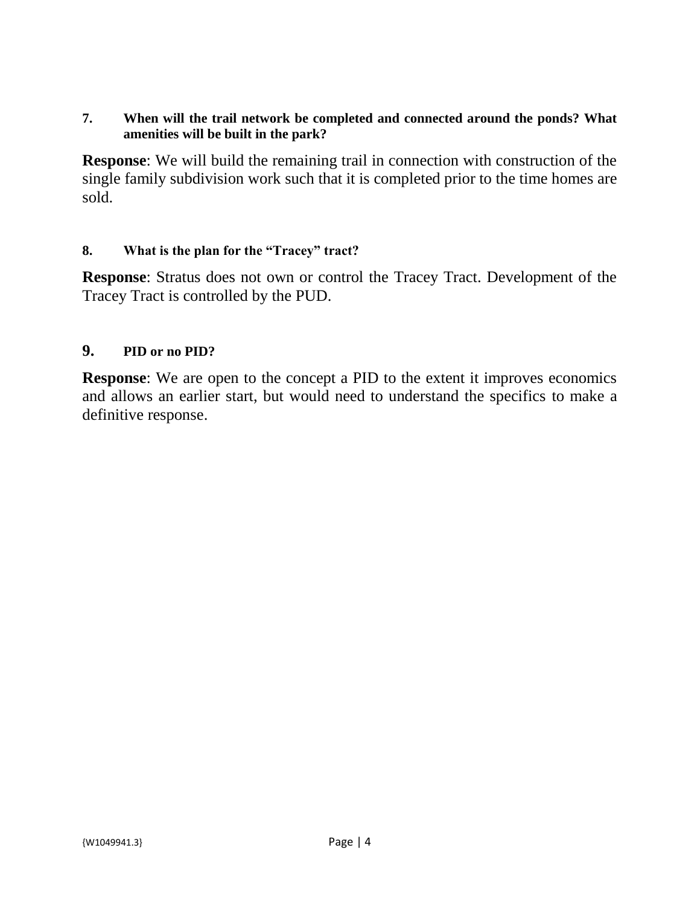**7. When will the trail network be completed and connected around the ponds? What amenities will be built in the park?**

**Response**: We will build the remaining trail in connection with construction of the single family subdivision work such that it is completed prior to the time homes are sold.

**8. What is the plan for the "Tracey" tract?**

**Response**: Stratus does not own or control the Tracey Tract. Development of the Tracey Tract is controlled by the PUD.

**9. PID or no PID?**

**Response**: We are open to the concept a PID to the extent it improves economics and allows an earlier start, but would need to understand the specifics to make a definitive response.

{W1049941.3}